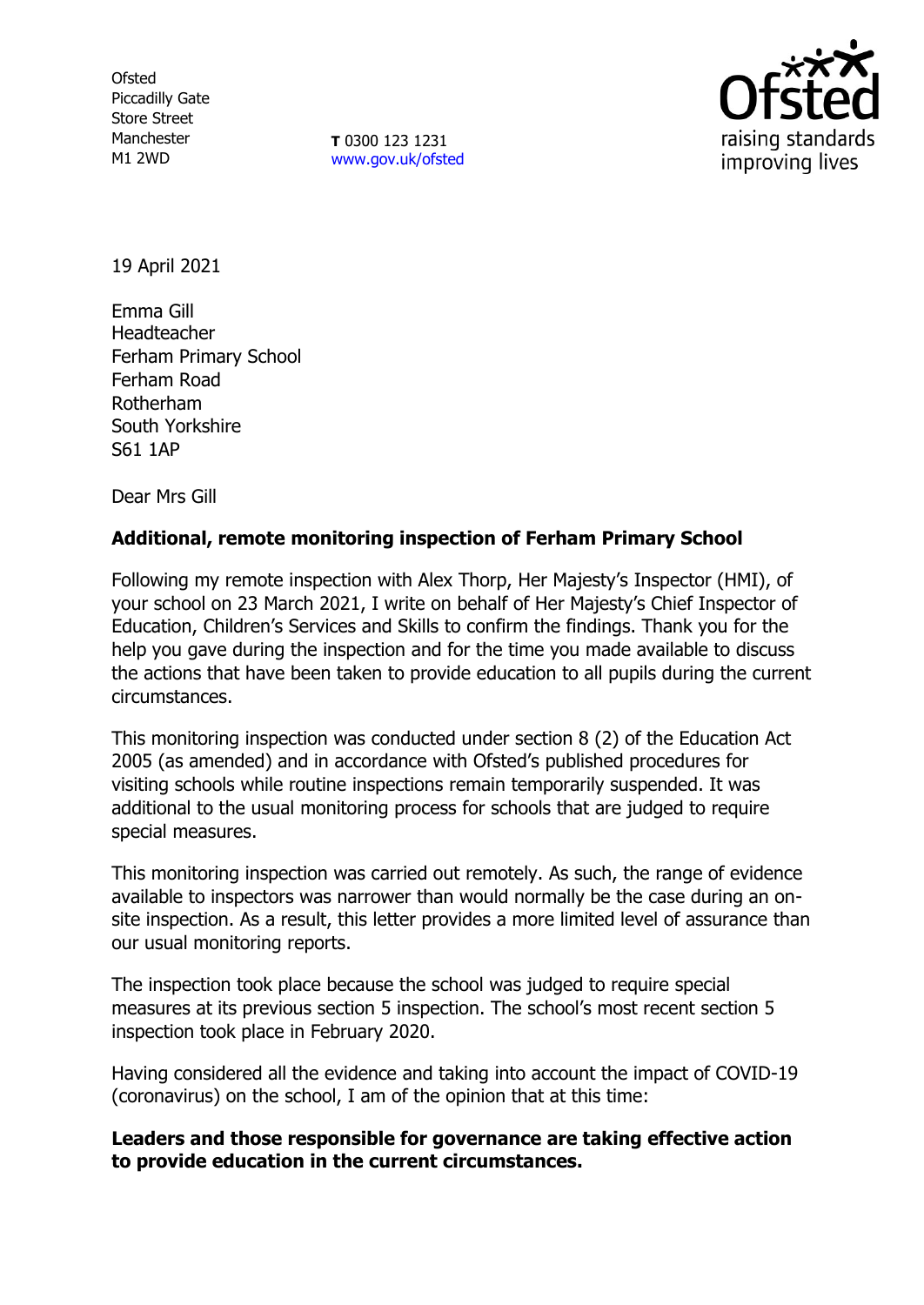Ofsted
Piccadilly Gate
Store Street
Manchester
M1 2WD

**T** 0300 123 1231
www.gov.uk/ofsted

19 April 2021

Emma Gill
Headteacher
Ferham Primary School
Ferham Road
Rotherham
South Yorkshire
S61 1AP

Dear Mrs Gill

**Additional, remote monitoring inspection of Ferham Primary School**

Following my remote inspection with Alex Thorp, Her Majesty's Inspector (HMI), of your school on 23 March 2021, I write on behalf of Her Majesty's Chief Inspector of Education, Children's Services and Skills to confirm the findings. Thank you for the help you gave during the inspection and for the time you made available to discuss the actions that have been taken to provide education to all pupils during the current circumstances.

This monitoring inspection was conducted under section 8 (2) of the Education Act 2005 (as amended) and in accordance with Ofsted's published procedures for visiting schools while routine inspections remain temporarily suspended. It was additional to the usual monitoring process for schools that are judged to require special measures.

This monitoring inspection was carried out remotely. As such, the range of evidence available to inspectors was narrower than would normally be the case during an on-site inspection. As a result, this letter provides a more limited level of assurance than our usual monitoring reports.

The inspection took place because the school was judged to require special measures at its previous section 5 inspection. The school's most recent section 5 inspection took place in February 2020.

Having considered all the evidence and taking into account the impact of COVID-19 (coronavirus) on the school, I am of the opinion that at this time:

**Leaders and those responsible for governance are taking effective action to provide education in the current circumstances.**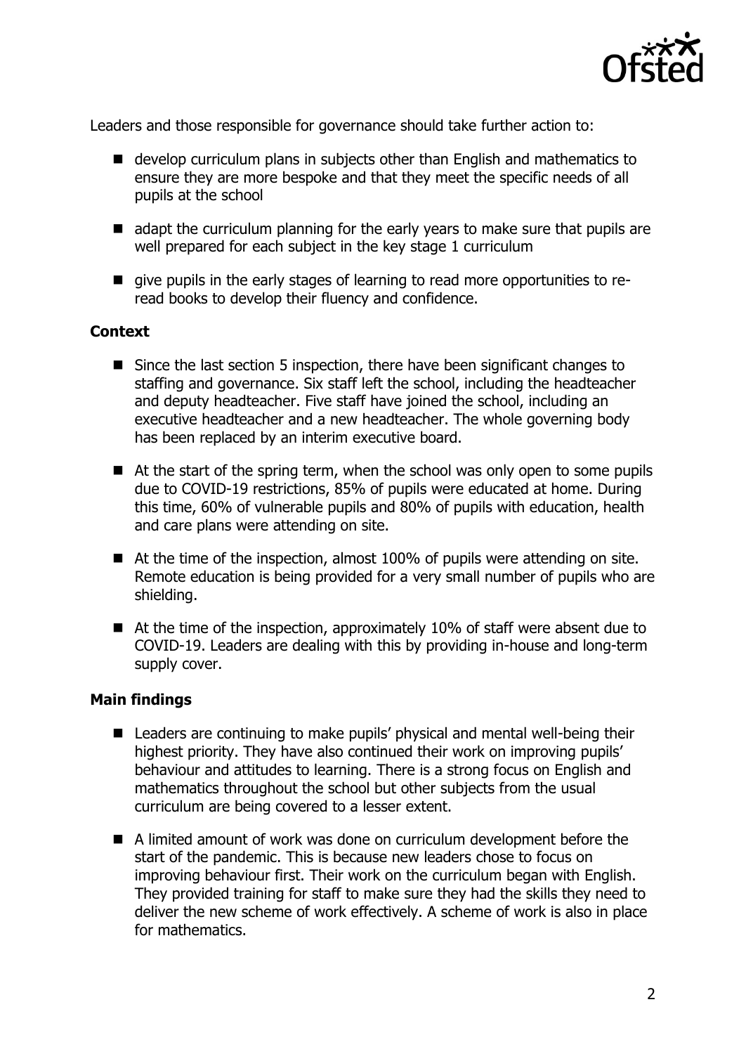Leaders and those responsible for governance should take further action to:

- develop curriculum plans in subjects other than English and mathematics to ensure they are more bespoke and that they meet the specific needs of all pupils at the school
- adapt the curriculum planning for the early years to make sure that pupils are well prepared for each subject in the key stage 1 curriculum
- give pupils in the early stages of learning to read more opportunities to re-read books to develop their fluency and confidence.

### Context

- Since the last section 5 inspection, there have been significant changes to staffing and governance. Six staff left the school, including the headteacher and deputy headteacher. Five staff have joined the school, including an executive headteacher and a new headteacher. The whole governing body has been replaced by an interim executive board.
- At the start of the spring term, when the school was only open to some pupils due to COVID-19 restrictions, 85% of pupils were educated at home. During this time, 60% of vulnerable pupils and 80% of pupils with education, health and care plans were attending on site.
- At the time of the inspection, almost 100% of pupils were attending on site. Remote education is being provided for a very small number of pupils who are shielding.
- At the time of the inspection, approximately 10% of staff were absent due to COVID-19. Leaders are dealing with this by providing in-house and long-term supply cover.

### Main findings

- Leaders are continuing to make pupils' physical and mental well-being their highest priority. They have also continued their work on improving pupils' behaviour and attitudes to learning. There is a strong focus on English and mathematics throughout the school but other subjects from the usual curriculum are being covered to a lesser extent.
- A limited amount of work was done on curriculum development before the start of the pandemic. This is because new leaders chose to focus on improving behaviour first. Their work on the curriculum began with English. They provided training for staff to make sure they had the skills they need to deliver the new scheme of work effectively. A scheme of work is also in place for mathematics.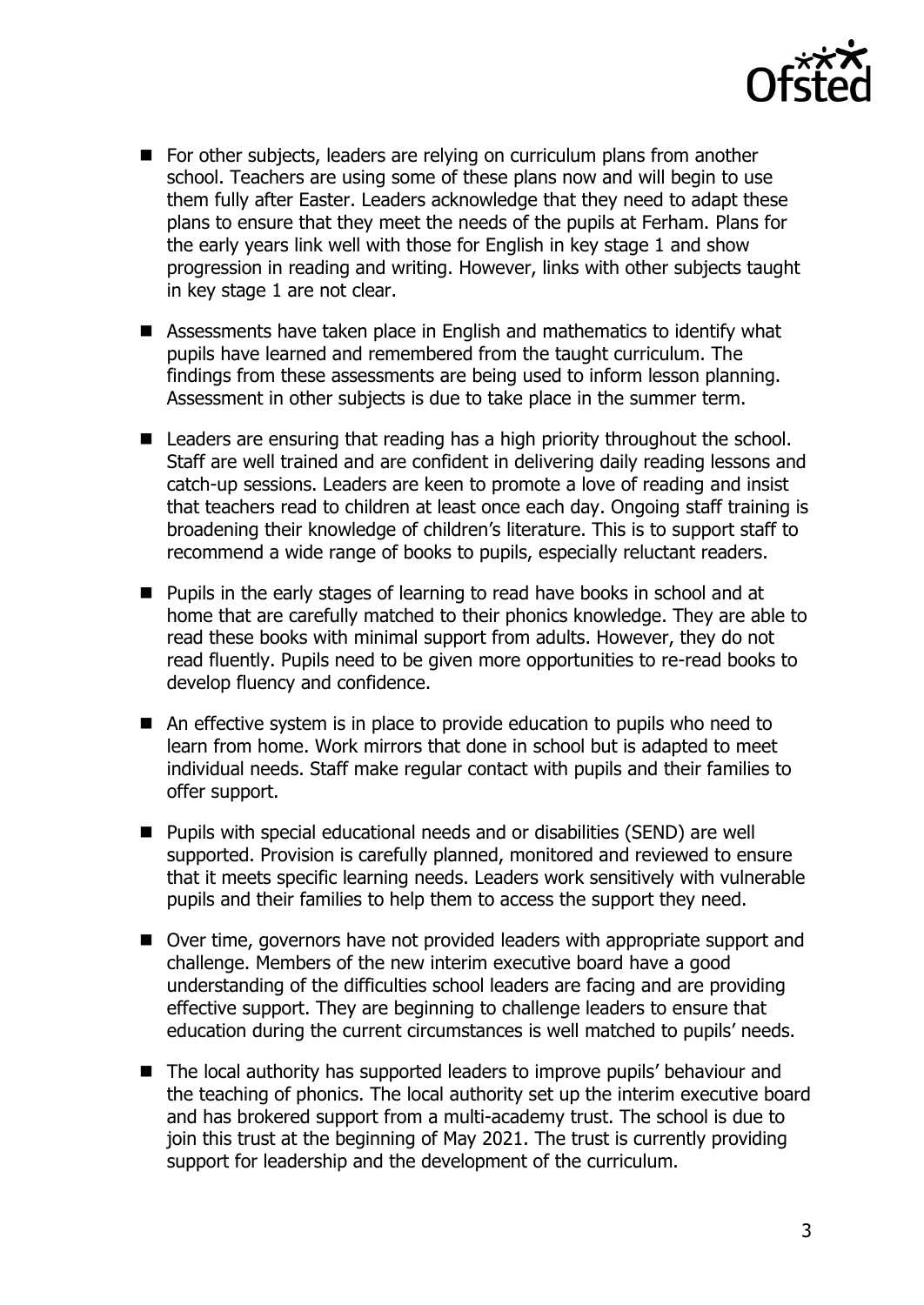- For other subjects, leaders are relying on curriculum plans from another school. Teachers are using some of these plans now and will begin to use them fully after Easter. Leaders acknowledge that they need to adapt these plans to ensure that they meet the needs of the pupils at Ferham. Plans for the early years link well with those for English in key stage 1 and show progression in reading and writing. However, links with other subjects taught in key stage 1 are not clear.
- Assessments have taken place in English and mathematics to identify what pupils have learned and remembered from the taught curriculum. The findings from these assessments are being used to inform lesson planning. Assessment in other subjects is due to take place in the summer term.
- Leaders are ensuring that reading has a high priority throughout the school. Staff are well trained and are confident in delivering daily reading lessons and catch-up sessions. Leaders are keen to promote a love of reading and insist that teachers read to children at least once each day. Ongoing staff training is broadening their knowledge of children's literature. This is to support staff to recommend a wide range of books to pupils, especially reluctant readers.
- Pupils in the early stages of learning to read have books in school and at home that are carefully matched to their phonics knowledge. They are able to read these books with minimal support from adults. However, they do not read fluently. Pupils need to be given more opportunities to re-read books to develop fluency and confidence.
- An effective system is in place to provide education to pupils who need to learn from home. Work mirrors that done in school but is adapted to meet individual needs. Staff make regular contact with pupils and their families to offer support.
- Pupils with special educational needs and or disabilities (SEND) are well supported. Provision is carefully planned, monitored and reviewed to ensure that it meets specific learning needs. Leaders work sensitively with vulnerable pupils and their families to help them to access the support they need.
- Over time, governors have not provided leaders with appropriate support and challenge. Members of the new interim executive board have a good understanding of the difficulties school leaders are facing and are providing effective support. They are beginning to challenge leaders to ensure that education during the current circumstances is well matched to pupils' needs.
- The local authority has supported leaders to improve pupils' behaviour and the teaching of phonics. The local authority set up the interim executive board and has brokered support from a multi-academy trust. The school is due to join this trust at the beginning of May 2021. The trust is currently providing support for leadership and the development of the curriculum.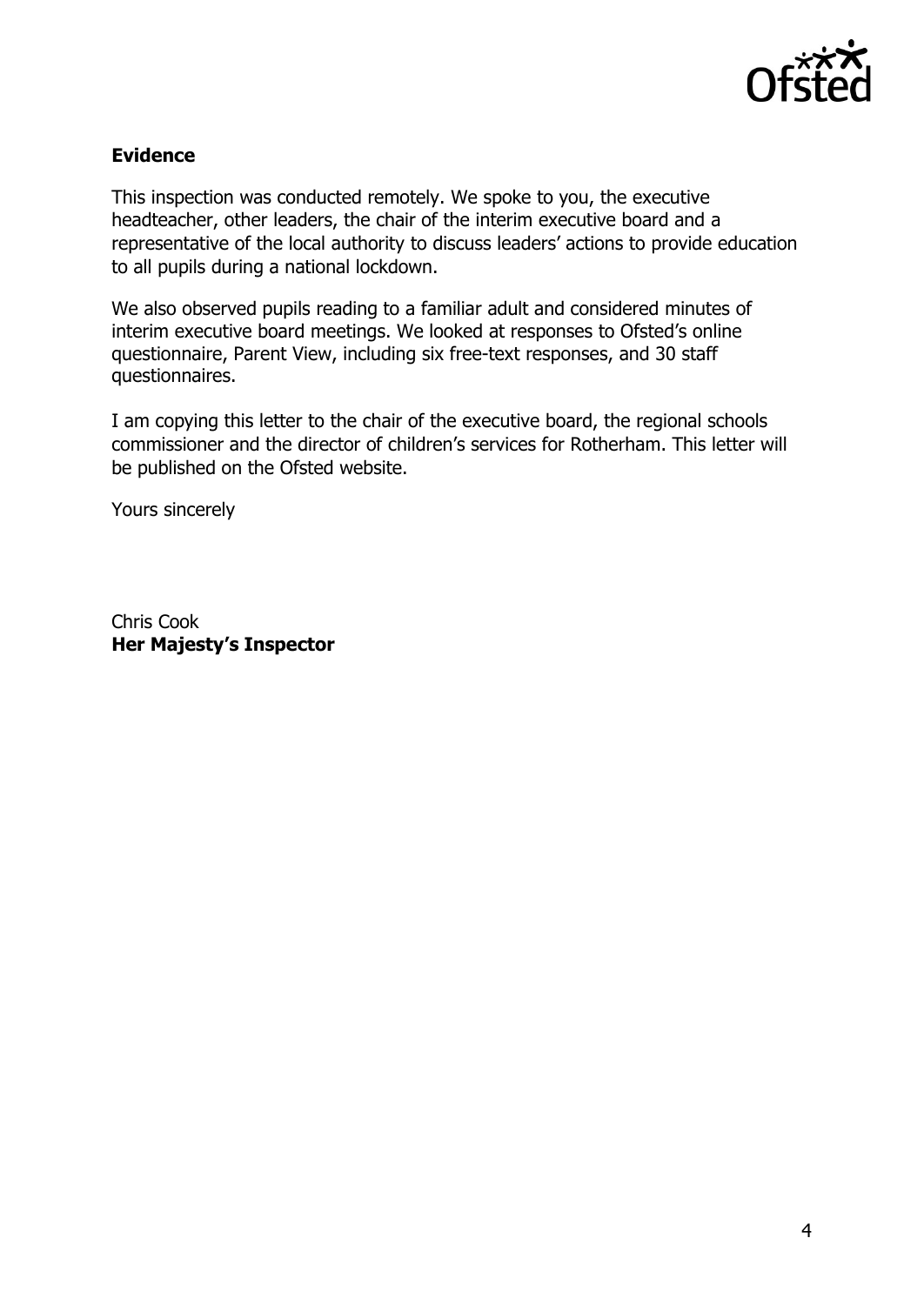**Evidence**

This inspection was conducted remotely. We spoke to you, the executive headteacher, other leaders, the chair of the interim executive board and a representative of the local authority to discuss leaders' actions to provide education to all pupils during a national lockdown.

We also observed pupils reading to a familiar adult and considered minutes of interim executive board meetings. We looked at responses to Ofsted's online questionnaire, Parent View, including six free-text responses, and 30 staff questionnaires.

I am copying this letter to the chair of the executive board, the regional schools commissioner and the director of children's services for Rotherham. This letter will be published on the Ofsted website.

Yours sincerely

Chris Cook
**Her Majesty's Inspector**